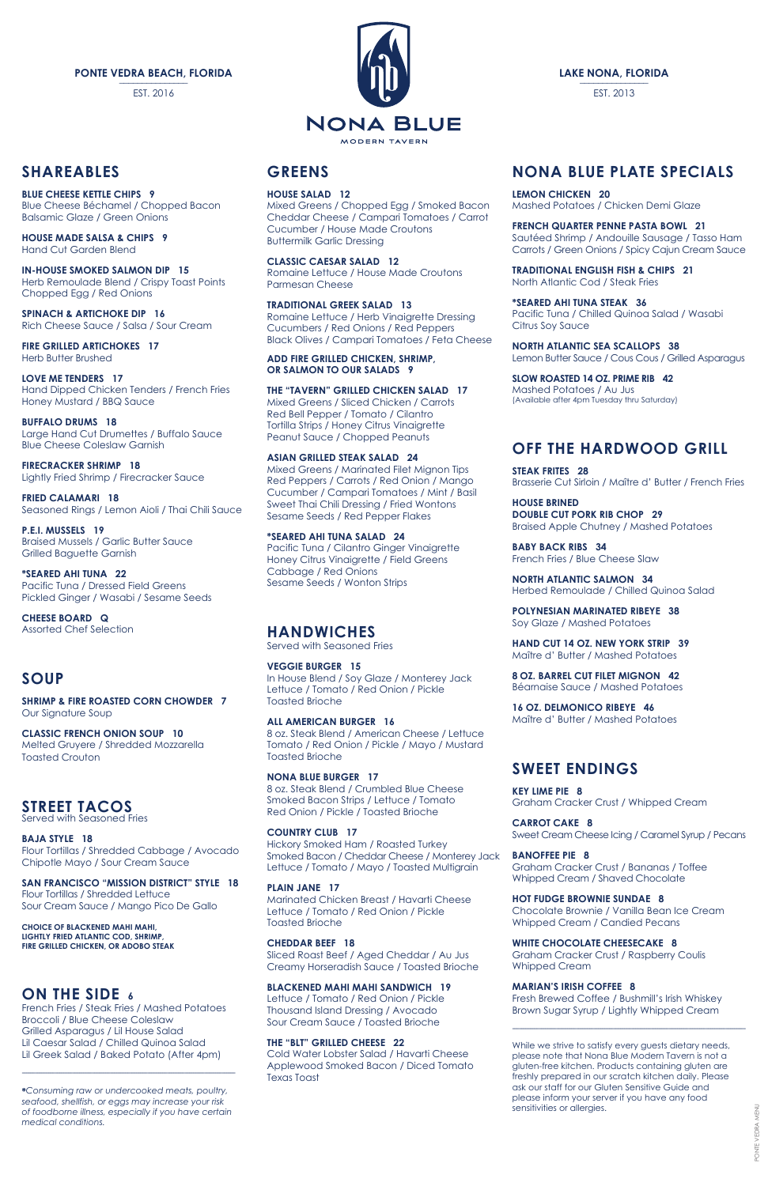PONTE VEDRA BEACH, FLORIDA
EST. 2016

# NONA BLUE
MODERN TAVERN

LAKE NONA, FLORIDA
EST. 2013

## SHAREABLES

**BLUE CHEESE KETTLE CHIPS 9**
Blue Cheese Béchamel / Chopped Bacon
Balsamic Glaze / Green Onions

**HOUSE MADE SALSA & CHIPS 9**
Hand Cut Garden Blend

**IN-HOUSE SMOKED SALMON DIP 15**
Herb Remoulade Blend / Crispy Toast Points
Chopped Egg / Red Onions

**SPINACH & ARTICHOKE DIP 16**
Rich Cheese Sauce / Salsa / Sour Cream

**FIRE GRILLED ARTICHOKES 17**
Herb Butter Brushed

**LOVE ME TENDERS 17**
Hand Dipped Chicken Tenders / French Fries
Honey Mustard / BBQ Sauce

**BUFFALO DRUMS 18**
Large Hand Cut Drumettes / Buffalo Sauce
Blue Cheese Coleslaw Garnish

**FIRECRACKER SHRIMP 18**
Lightly Fried Shrimp / Firecracker Sauce

**FRIED CALAMARI 18**
Seasoned Rings / Lemon Aioli / Thai Chili Sauce

**P.E.I. MUSSELS 19**
Braised Mussels / Garlic Butter Sauce
Grilled Baguette Garnish

***SEARED AHI TUNA 22**
Pacific Tuna / Dressed Field Greens
Pickled Ginger / Wasabi / Sesame Seeds

**CHEESE BOARD Q**
Assorted Chef Selection

## SOUP

**SHRIMP & FIRE ROASTED CORN CHOWDER 7**
Our Signature Soup

**CLASSIC FRENCH ONION SOUP 10**
Melted Gruyere / Shredded Mozzarella
Toasted Crouton

## STREET TACOS
Served with Seasoned Fries

**BAJA STYLE 18**
Flour Tortillas / Shredded Cabbage / Avocado
Chipotle Mayo / Sour Cream Sauce

**SAN FRANCISCO "MISSION DISTRICT" STYLE 18**
Flour Tortillas / Shredded Lettuce
Sour Cream Sauce / Mango Pico De Gallo

**CHOICE OF BLACKENED MAHI MAHI, LIGHTLY FRIED ATLANTIC COD, SHRIMP, FIRE GRILLED CHICKEN, OR ADOBO STEAK**

## ON THE SIDE 6
French Fries / Steak Fries / Mashed Potatoes
Broccoli / Blue Cheese Coleslaw
Grilled Asparagus / Lil House Salad
Lil Caesar Salad / Chilled Quinoa Salad
Lil Greek Salad / Baked Potato (After 4pm)

**Consuming raw or undercooked meats, poultry, seafood, shellfish, or eggs may increase your risk of foodborne illness, especially if you have certain medical conditions.*

## GREENS

**HOUSE SALAD 12**
Mixed Greens / Chopped Egg / Smoked Bacon
Cheddar Cheese / Campari Tomatoes / Carrot
Cucumber / House Made Croutons
Buttermilk Garlic Dressing

**CLASSIC CAESAR SALAD 12**
Romaine Lettuce / House Made Croutons
Parmesan Cheese

**TRADITIONAL GREEK SALAD 13**
Romaine Lettuce / Herb Vinaigrette Dressing
Cucumbers / Red Onions / Red Peppers
Black Olives / Campari Tomatoes / Feta Cheese

**ADD FIRE GRILLED CHICKEN, SHRIMP, OR SALMON TO OUR SALADS 9**

**THE "TAVERN" GRILLED CHICKEN SALAD 17**
Mixed Greens / Sliced Chicken / Carrots
Red Bell Pepper / Tomato / Cilantro
Tortilla Strips / Honey Citrus Vinaigrette
Peanut Sauce / Chopped Peanuts

**ASIAN GRILLED STEAK SALAD 24**
Mixed Greens / Marinated Filet Mignon Tips
Red Peppers / Carrots / Red Onion / Mango
Cucumber / Campari Tomatoes / Mint / Basil
Sweet Thai Chili Dressing / Fried Wontons
Sesame Seeds / Red Pepper Flakes

***SEARED AHI TUNA SALAD 24**
Pacific Tuna / Cilantro Ginger Vinaigrette
Honey Citrus Vinaigrette / Field Greens
Cabbage / Red Onions
Sesame Seeds / Wonton Strips

## HANDWICHES
Served with Seasoned Fries

**VEGGIE BURGER 15**
In House Blend / Soy Glaze / Monterey Jack
Lettuce / Tomato / Red Onion / Pickle
Toasted Brioche

**ALL AMERICAN BURGER 16**
8 oz. Steak Blend / American Cheese / Lettuce
Tomato / Red Onion / Pickle / Mayo / Mustard
Toasted Brioche

**NONA BLUE BURGER 17**
8 oz. Steak Blend / Crumbled Blue Cheese
Smoked Bacon Strips / Lettuce / Tomato
Red Onion / Pickle / Toasted Brioche

**COUNTRY CLUB 17**
Hickory Smoked Ham / Roasted Turkey
Smoked Bacon / Cheddar Cheese / Monterey Jack
Lettuce / Tomato / Mayo / Toasted Multigrain

**PLAIN JANE 17**
Marinated Chicken Breast / Havarti Cheese
Lettuce / Tomato / Red Onion / Pickle
Toasted Brioche

**CHEDDAR BEEF 18**
Sliced Roast Beef / Aged Cheddar / Au Jus
Creamy Horseradish Sauce / Toasted Brioche

**BLACKENED MAHI MAHI SANDWICH 19**
Lettuce / Tomato / Red Onion / Pickle
Thousand Island Dressing / Avocado
Sour Cream Sauce / Toasted Brioche

**THE "BLT" GRILLED CHEESE 22**
Cold Water Lobster Salad / Havarti Cheese
Applewood Smoked Bacon / Diced Tomato
Texas Toast

## NONA BLUE PLATE SPECIALS

**LEMON CHICKEN 20**
Mashed Potatoes / Chicken Demi Glaze

**FRENCH QUARTER PENNE PASTA BOWL 21**
Sautéed Shrimp / Andouille Sausage / Tasso Ham
Carrots / Green Onions / Spicy Cajun Cream Sauce

**TRADITIONAL ENGLISH FISH & CHIPS 21**
North Atlantic Cod / Steak Fries

***SEARED AHI TUNA STEAK 36**
Pacific Tuna / Chilled Quinoa Salad / Wasabi
Citrus Soy Sauce

**NORTH ATLANTIC SEA SCALLOPS 38**
Lemon Butter Sauce / Cous Cous / Grilled Asparagus

**SLOW ROASTED 14 OZ. PRIME RIB 42**
Mashed Potatoes / Au Jus
(Available after 4pm Tuesday thru Saturday)

## OFF THE HARDWOOD GRILL

**STEAK FRITES 28**
Brasserie Cut Sirloin / Maître d' Butter / French Fries

**HOUSE BRINED DOUBLE CUT PORK RIB CHOP 29**
Braised Apple Chutney / Mashed Potatoes

**BABY BACK RIBS 34**
French Fries / Blue Cheese Slaw

**NORTH ATLANTIC SALMON 34**
Herbed Remoulade / Chilled Quinoa Salad

**POLYNESIAN MARINATED RIBEYE 38**
Soy Glaze / Mashed Potatoes

**HAND CUT 14 OZ. NEW YORK STRIP 39**
Maître d' Butter / Mashed Potatoes

**8 OZ. BARREL CUT FILET MIGNON 42**
Béarnaise Sauce / Mashed Potatoes

**16 OZ. DELMONICO RIBEYE 46**
Maître d' Butter / Mashed Potatoes

## SWEET ENDINGS

**KEY LIME PIE 8**
Graham Cracker Crust / Whipped Cream

**CARROT CAKE 8**
Sweet Cream Cheese Icing / Caramel Syrup / Pecans

**BANOFFEE PIE 8**
Graham Cracker Crust / Bananas / Toffee
Whipped Cream / Shaved Chocolate

**HOT FUDGE BROWNIE SUNDAE 8**
Chocolate Brownie / Vanilla Bean Ice Cream
Whipped Cream / Candied Pecans

**WHITE CHOCOLATE CHEESECAKE 8**
Graham Cracker Crust / Raspberry Coulis
Whipped Cream

**MARIAN'S IRISH COFFEE 8**
Fresh Brewed Coffee / Bushmill's Irish Whiskey
Brown Sugar Syrup / Lightly Whipped Cream

While we strive to satisfy every guests dietary needs, please note that Nona Blue Modern Tavern is not a gluten-free kitchen. Products containing gluten are freshly prepared in our scratch kitchen daily. Please ask our staff for our Gluten Sensitive Guide and please inform your server if you have any food sensitivities or allergies.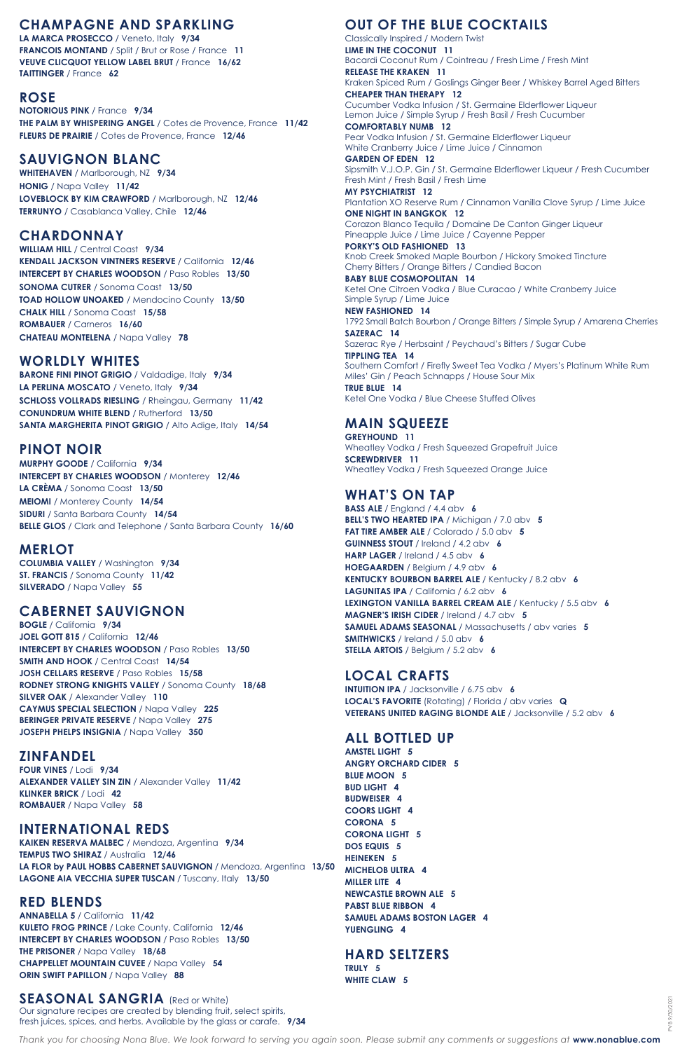## CHAMPAGNE AND SPARKLING

**LA MARCA PROSECCO** / Veneto, Italy **9/34**
**FRANCOIS MONTAND** / Split / Brut or Rose / France **11**
**VEUVE CLICQUOT YELLOW LABEL BRUT** / France **16/62**
**TAITTINGER** / France **62**

## ROSE

**NOTORIOUS PINK** / France **9/34**
**THE PALM BY WHISPERING ANGEL** / Cotes de Provence, France **11/42**
**FLEURS DE PRAIRIE** / Cotes de Provence, France **12/46**

## SAUVIGNON BLANC

**WHITEHAVEN** / Marlborough, NZ **9/34**
**HONIG** / Napa Valley **11/42**
**LOVEBLOCK BY KIM CRAWFORD** / Marlborough, NZ **12/46**
**TERRUNYO** / Casablanca Valley, Chile **12/46**

## CHARDONNAY

**WILLIAM HILL** / Central Coast **9/34**
**KENDALL JACKSON VINTNERS RESERVE** / California **12/46**
**INTERCEPT BY CHARLES WOODSON** / Paso Robles **13/50**
**SONOMA CUTRER** / Sonoma Coast **13/50**
**TOAD HOLLOW UNOAKED** / Mendocino County **13/50**
**CHALK HILL** / Sonoma Coast **15/58**
**ROMBAUER** / Carneros **16/60**
**CHATEAU MONTELENA** / Napa Valley **78**

## WORLDLY WHITES

**BARONE FINI PINOT GRIGIO** / Valdadige, Italy **9/34**
**LA PERLINA MOSCATO** / Veneto, Italy **9/34**
**SCHLOSS VOLLRADS RIESLING** / Rheingau, Germany **11/42**
**CONUNDRUM WHITE BLEND** / Rutherford **13/50**
**SANTA MARGHERITA PINOT GRIGIO** / Alto Adige, Italy **14/54**

## PINOT NOIR

**MURPHY GOODE** / California **9/34**
**INTERCEPT BY CHARLES WOODSON** / Monterey **12/46**
**LA CRÈMA** / Sonoma Coast **13/50**
**MEIOMI** / Monterey County **14/54**
**SIDURI** / Santa Barbara County **14/54**
**BELLE GLOS** / Clark and Telephone / Santa Barbara County **16/60**

## MERLOT

**COLUMBIA VALLEY** / Washington **9/34**
**ST. FRANCIS** / Sonoma County **11/42**
**SILVERADO** / Napa Valley **55**

## CABERNET SAUVIGNON

**BOGLE** / California **9/34**
**JOEL GOTT 815** / California **12/46**
**INTERCEPT BY CHARLES WOODSON** / Paso Robles **13/50**
**SMITH AND HOOK** / Central Coast **14/54**
**JOSH CELLARS RESERVE** / Paso Robles **15/58**
**RODNEY STRONG KNIGHTS VALLEY** / Sonoma County **18/68**
**SILVER OAK** / Alexander Valley **110**
**CAYMUS SPECIAL SELECTION** / Napa Valley **225**
**BERINGER PRIVATE RESERVE** / Napa Valley **275**
**JOSEPH PHELPS INSIGNIA** / Napa Valley **350**

## ZINFANDEL

**FOUR VINES** / Lodi **9/34**
**ALEXANDER VALLEY SIN ZIN** / Alexander Valley **11/42**
**KLINKER BRICK** / Lodi **42**
**ROMBAUER** / Napa Valley **58**

## INTERNATIONAL REDS

**KAIKEN RESERVA MALBEC** / Mendoza, Argentina **9/34**
**TEMPUS TWO SHIRAZ** / Australia **12/46**
**LA FLOR by PAUL HOBBS CABERNET SAUVIGNON** / Mendoza, Argentina **13/50**
**LAGONE AIA VECCHIA SUPER TUSCAN** / Tuscany, Italy **13/50**

## RED BLENDS

**ANNABELLA 5** / California **11/42**
**KULETO FROG PRINCE** / Lake County, California **12/46**
**INTERCEPT BY CHARLES WOODSON** / Paso Robles **13/50**
**THE PRISONER** / Napa Valley **18/68**
**CHAPPELLET MOUNTAIN CUVEE** / Napa Valley **54**
**ORIN SWIFT PAPILLON** / Napa Valley **88**

## SEASONAL SANGRIA (Red or White)

Our signature recipes are created by blending fruit, select spirits, fresh juices, spices, and herbs. Available by the glass or carafe. **9/34**

## OUT OF THE BLUE COCKTAILS

Classically Inspired / Modern Twist

**LIME IN THE COCONUT 11**
Bacardi Coconut Rum / Cointreau / Fresh Lime / Fresh Mint

**RELEASE THE KRAKEN 11**
Kraken Spiced Rum / Goslings Ginger Beer / Whiskey Barrel Aged Bitters

**CHEAPER THAN THERAPY 12**
Cucumber Vodka Infusion / St. Germaine Elderflower Liqueur
Lemon Juice / Simple Syrup / Fresh Basil / Fresh Cucumber

**COMFORTABLY NUMB 12**
Pear Vodka Infusion / St. Germaine Elderflower Liqueur
White Cranberry Juice / Lime Juice / Cinnamon

**GARDEN OF EDEN 12**
Sipsmith V.J.O.P. Gin / St. Germaine Elderflower Liqueur / Fresh Cucumber
Fresh Mint / Fresh Basil / Fresh Lime

**MY PSYCHIATRIST 12**
Plantation XO Reserve Rum / Cinnamon Vanilla Clove Syrup / Lime Juice

**ONE NIGHT IN BANGKOK 12**
Corazon Blanco Tequila / Domaine De Canton Ginger Liqueur
Pineapple Juice / Lime Juice / Cayenne Pepper

**PORKY'S OLD FASHIONED 13**
Knob Creek Smoked Maple Bourbon / Hickory Smoked Tincture
Cherry Bitters / Orange Bitters / Candied Bacon

**BABY BLUE COSMOPOLITAN 14**
Ketel One Citroen Vodka / Blue Curacao / White Cranberry Juice
Simple Syrup / Lime Juice

**NEW FASHIONED 14**
1792 Small Batch Bourbon / Orange Bitters / Simple Syrup / Amarena Cherries

**SAZERAC 14**
Sazerac Rye / Herbsaint / Peychaud's Bitters / Sugar Cube

**TIPPLING TEA 14**
Southern Comfort / Firefly Sweet Tea Vodka / Myers's Platinum White Rum
Miles' Gin / Peach Schnapps / House Sour Mix

**TRUE BLUE 14**
Ketel One Vodka / Blue Cheese Stuffed Olives

## MAIN SQUEEZE

**GREYHOUND 11**
Wheatley Vodka / Fresh Squeezed Grapefruit Juice

**SCREWDRIVER 11**
Wheatley Vodka / Fresh Squeezed Orange Juice

## WHAT'S ON TAP

**BASS ALE** / England / 4.4 abv **6**
**BELL'S TWO HEARTED IPA** / Michigan / 7.0 abv **5**
**FAT TIRE AMBER ALE** / Colorado / 5.0 abv **5**
**GUINNESS STOUT** / Ireland / 4.2 abv **6**
**HARP LAGER** / Ireland / 4.5 abv **6**
**HOEGAARDEN** / Belgium / 4.9 abv **6**
**KENTUCKY BOURBON BARREL ALE** / Kentucky / 8.2 abv **6**
**LAGUNITAS IPA** / California / 6.2 abv **6**
**LEXINGTON VANILLA BARREL CREAM ALE** / Kentucky / 5.5 abv **6**
**MAGNER'S IRISH CIDER** / Ireland / 4.7 abv **5**
**SAMUEL ADAMS SEASONAL** / Massachusetts / abv varies **5**
**SMITHWICKS** / Ireland / 5.0 abv **6**
**STELLA ARTOIS** / Belgium / 5.2 abv **6**

## LOCAL CRAFTS

**INTUITION IPA** / Jacksonville / 6.75 abv **6**
**LOCAL'S FAVORITE** (Rotating) / Florida / abv varies **Q**
**VETERANS UNITED RAGING BLONDE ALE** / Jacksonville / 5.2 abv **6**

## ALL BOTTLED UP

**AMSTEL LIGHT 5**
**ANGRY ORCHARD CIDER 5**
**BLUE MOON 5**
**BUD LIGHT 4**
**BUDWEISER 4**
**COORS LIGHT 4**
**CORONA 5**
**CORONA LIGHT 5**
**DOS EQUIS 5**
**HEINEKEN 5**
**MICHELOB ULTRA 4**
**MILLER LITE 4**
**NEWCASTLE BROWN ALE 5**
**PABST BLUE RIBBON 4**
**SAMUEL ADAMS BOSTON LAGER 4**
**YUENGLING 4**

## HARD SELTZERS

**TRULY 5**
**WHITE CLAW 5**

*Thank you for choosing Nona Blue. We look forward to serving you again soon. Please submit any comments or suggestions at* ***www.nonablue.com***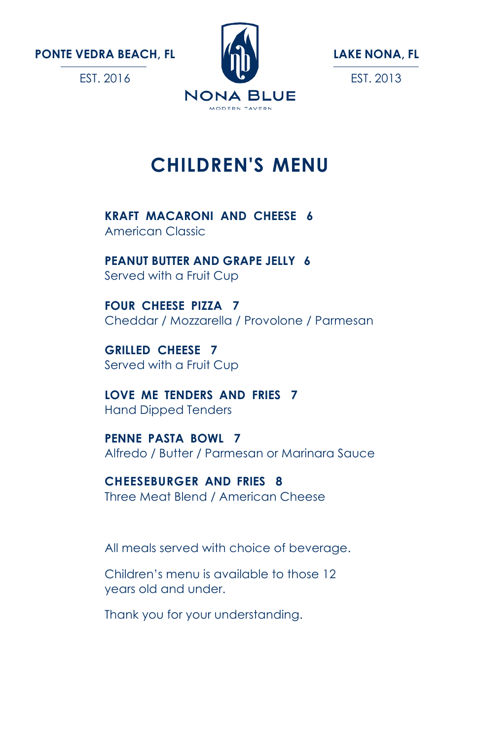**PONTE VEDRA BEACH, FL**

EST. 2016

**LAKE NONA, FL**

EST. 2013

NONA BLUE

MODERN TAVERN

# CHILDREN'S MENU

**KRAFT MACARONI AND CHEESE 6**
American Classic

**PEANUT BUTTER AND GRAPE JELLY 6**
Served with a Fruit Cup

**FOUR CHEESE PIZZA 7**
Cheddar / Mozzarella / Provolone / Parmesan

**GRILLED CHEESE 7**
Served with a Fruit Cup

**LOVE ME TENDERS AND FRIES 7**
Hand Dipped Tenders

**PENNE PASTA BOWL 7**
Alfredo / Butter / Parmesan or Marinara Sauce

**CHEESEBURGER AND FRIES 8**
Three Meat Blend / American Cheese

All meals served with choice of beverage.

Children's menu is available to those 12 years old and under.

Thank you for your understanding.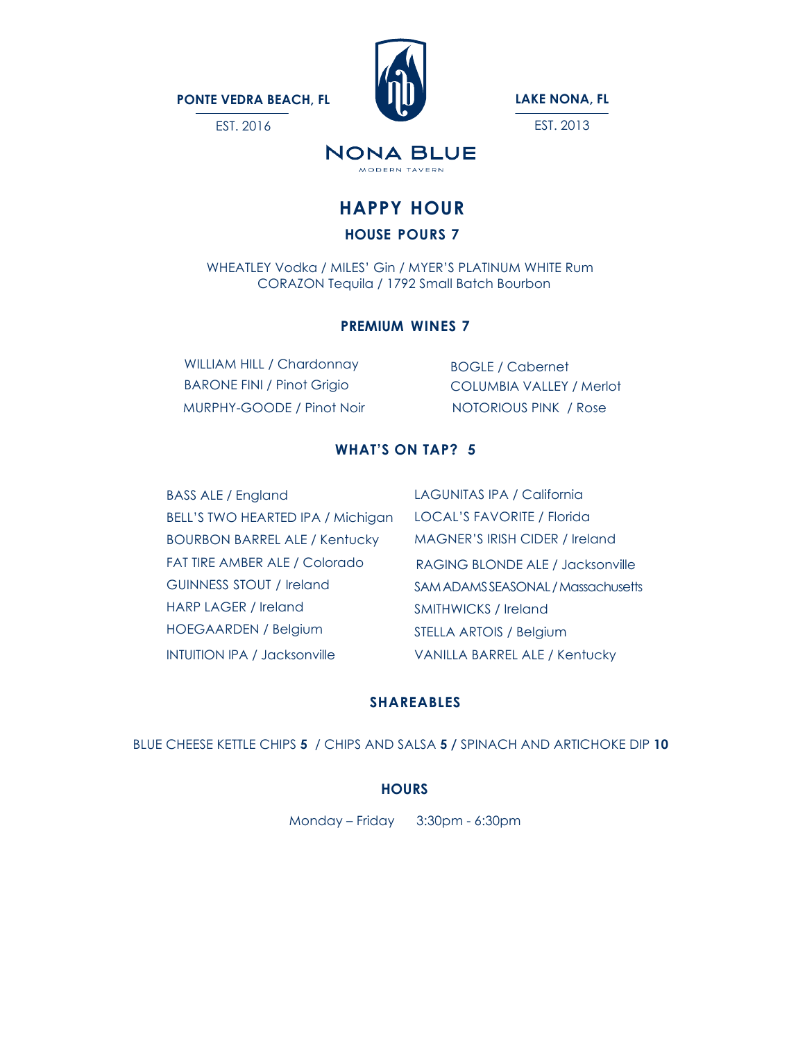**PONTE VEDRA BEACH, FL**
EST. 2016

**LAKE NONA, FL**
EST. 2013

# NONA BLUE

MODERN TAVERN

## HAPPY HOUR

### HOUSE POURS 7

WHEATLEY Vodka / MILES' Gin / MYER'S PLATINUM WHITE Rum
CORAZON Tequila / 1792 Small Batch Bourbon

### PREMIUM WINES 7

WILLIAM HILL / Chardonnay
BARONE FINI / Pinot Grigio
MURPHY-GOODE / Pinot Noir
BOGLE / Cabernet
COLUMBIA VALLEY / Merlot
NOTORIOUS PINK / Rose

### WHAT'S ON TAP? 5

BASS ALE / England
BELL'S TWO HEARTED IPA / Michigan
BOURBON BARREL ALE / Kentucky
FAT TIRE AMBER ALE / Colorado
GUINNESS STOUT / Ireland
HARP LAGER / Ireland
HOEGAARDEN / Belgium
INTUITION IPA / Jacksonville
LAGUNITAS IPA / California
LOCAL'S FAVORITE / Florida
MAGNER'S IRISH CIDER / Ireland
RAGING BLONDE ALE / Jacksonville
SAM ADAMS SEASONAL / Massachusetts
SMITHWICKS / Ireland
STELLA ARTOIS / Belgium
VANILLA BARREL ALE / Kentucky

### SHAREABLES

BLUE CHEESE KETTLE CHIPS **5** / CHIPS AND SALSA **5** / SPINACH AND ARTICHOKE DIP **10**

### HOURS

Monday – Friday 3:30pm - 6:30pm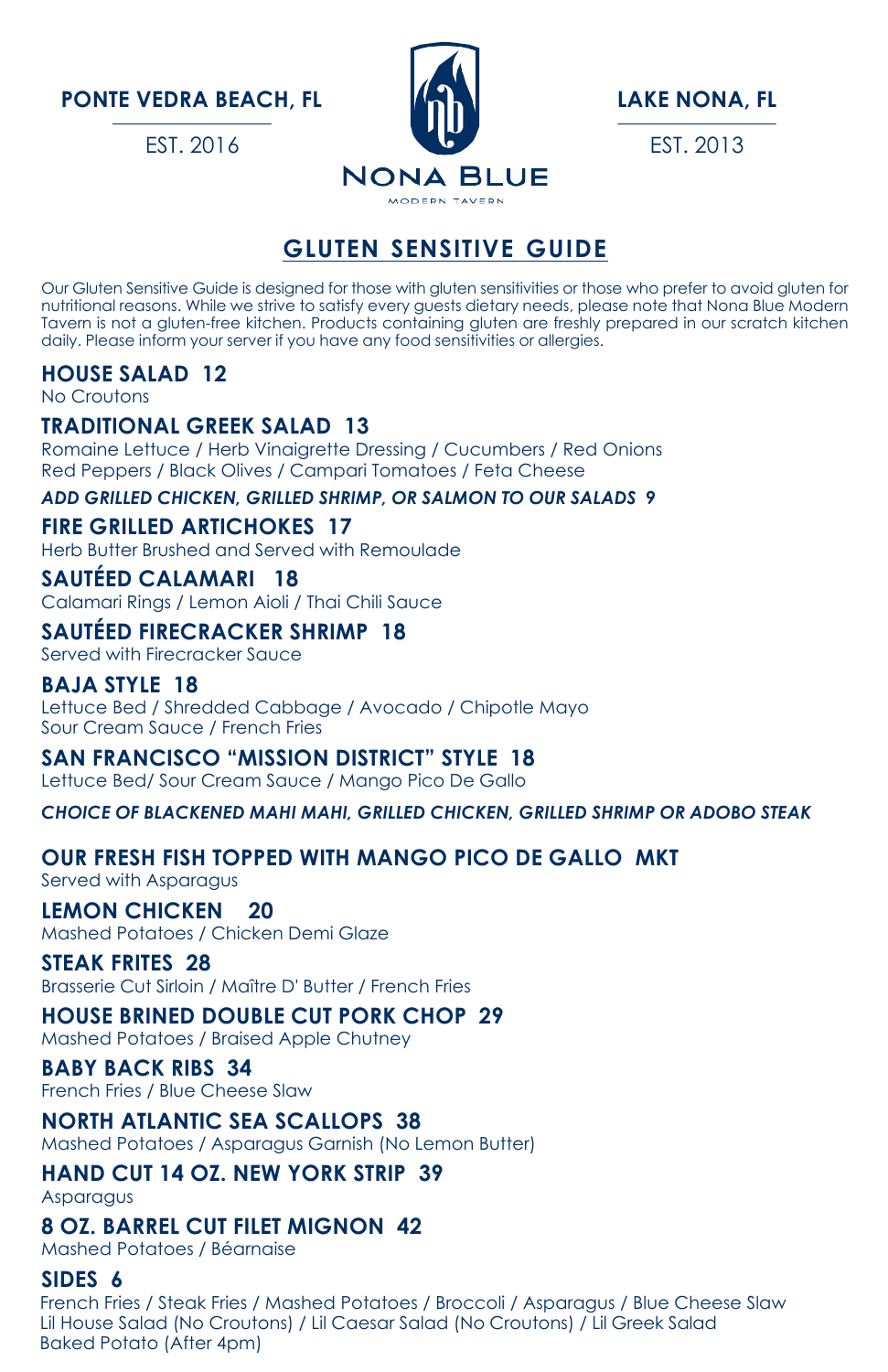**PONTE VEDRA BEACH, FL**

EST. 2016

**LAKE NONA, FL**

EST. 2013

NONA BLUE

MODERN TAVERN

# GLUTEN SENSITIVE GUIDE

Our Gluten Sensitive Guide is designed for those with gluten sensitivities or those who prefer to avoid gluten for nutritional reasons. While we strive to satisfy every guests dietary needs, please note that Nona Blue Modern Tavern is not a gluten-free kitchen. Products containing gluten are freshly prepared in our scratch kitchen daily. Please inform your server if you have any food sensitivities or allergies.

## HOUSE SALAD 12
No Croutons

## TRADITIONAL GREEK SALAD 13
Romaine Lettuce / Herb Vinaigrette Dressing / Cucumbers / Red Onions
Red Peppers / Black Olives / Campari Tomatoes / Feta Cheese

***ADD GRILLED CHICKEN, GRILLED SHRIMP, OR SALMON TO OUR SALADS 9***

## FIRE GRILLED ARTICHOKES 17
Herb Butter Brushed and Served with Remoulade

## SAUTÉED CALAMARI 18
Calamari Rings / Lemon Aioli / Thai Chili Sauce

## SAUTÉED FIRECRACKER SHRIMP 18
Served with Firecracker Sauce

## BAJA STYLE 18
Lettuce Bed / Shredded Cabbage / Avocado / Chipotle Mayo
Sour Cream Sauce / French Fries

## SAN FRANCISCO "MISSION DISTRICT" STYLE 18
Lettuce Bed/ Sour Cream Sauce / Mango Pico De Gallo

***CHOICE OF BLACKENED MAHI MAHI, GRILLED CHICKEN, GRILLED SHRIMP OR ADOBO STEAK***

## OUR FRESH FISH TOPPED WITH MANGO PICO DE GALLO MKT
Served with Asparagus

## LEMON CHICKEN 20
Mashed Potatoes / Chicken Demi Glaze

## STEAK FRITES 28
Brasserie Cut Sirloin / Maître D' Butter / French Fries

## HOUSE BRINED DOUBLE CUT PORK CHOP 29
Mashed Potatoes / Braised Apple Chutney

## BABY BACK RIBS 34
French Fries / Blue Cheese Slaw

## NORTH ATLANTIC SEA SCALLOPS 38
Mashed Potatoes / Asparagus Garnish (No Lemon Butter)

## HAND CUT 14 OZ. NEW YORK STRIP 39
Asparagus

## 8 OZ. BARREL CUT FILET MIGNON 42
Mashed Potatoes / Béarnaise

## SIDES 6
French Fries / Steak Fries / Mashed Potatoes / Broccoli / Asparagus / Blue Cheese Slaw
Lil House Salad (No Croutons) / Lil Caesar Salad (No Croutons) / Lil Greek Salad
Baked Potato (After 4pm)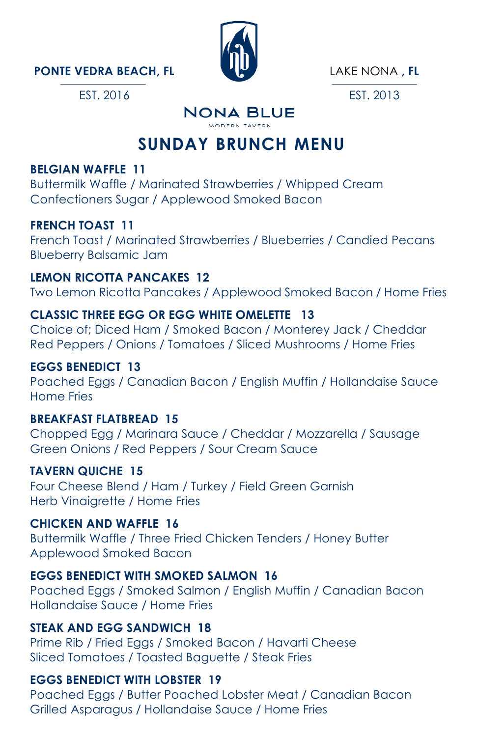**PONTE VEDRA BEACH, FL**
EST. 2016

LAKE NONA , **FL**
EST. 2013

NONA BLUE
MODERN TAVERN

# SUNDAY BRUNCH MENU

**BELGIAN WAFFLE 11**
Buttermilk Waffle / Marinated Strawberries / Whipped Cream
Confectioners Sugar / Applewood Smoked Bacon

**FRENCH TOAST 11**
French Toast / Marinated Strawberries / Blueberries / Candied Pecans
Blueberry Balsamic Jam

**LEMON RICOTTA PANCAKES 12**
Two Lemon Ricotta Pancakes / Applewood Smoked Bacon / Home Fries

**CLASSIC THREE EGG OR EGG WHITE OMELETTE 13**
Choice of; Diced Ham / Smoked Bacon / Monterey Jack / Cheddar
Red Peppers / Onions / Tomatoes / Sliced Mushrooms / Home Fries

**EGGS BENEDICT 13**
Poached Eggs / Canadian Bacon / English Muffin / Hollandaise Sauce
Home Fries

**BREAKFAST FLATBREAD 15**
Chopped Egg / Marinara Sauce / Cheddar / Mozzarella / Sausage
Green Onions / Red Peppers / Sour Cream Sauce

**TAVERN QUICHE 15**
Four Cheese Blend / Ham / Turkey / Field Green Garnish
Herb Vinaigrette / Home Fries

**CHICKEN AND WAFFLE 16**
Buttermilk Waffle / Three Fried Chicken Tenders / Honey Butter
Applewood Smoked Bacon

**EGGS BENEDICT WITH SMOKED SALMON 16**
Poached Eggs / Smoked Salmon / English Muffin / Canadian Bacon
Hollandaise Sauce / Home Fries

**STEAK AND EGG SANDWICH 18**
Prime Rib / Fried Eggs / Smoked Bacon / Havarti Cheese
Sliced Tomatoes / Toasted Baguette / Steak Fries

**EGGS BENEDICT WITH LOBSTER 19**
Poached Eggs / Butter Poached Lobster Meat / Canadian Bacon
Grilled Asparagus / Hollandaise Sauce / Home Fries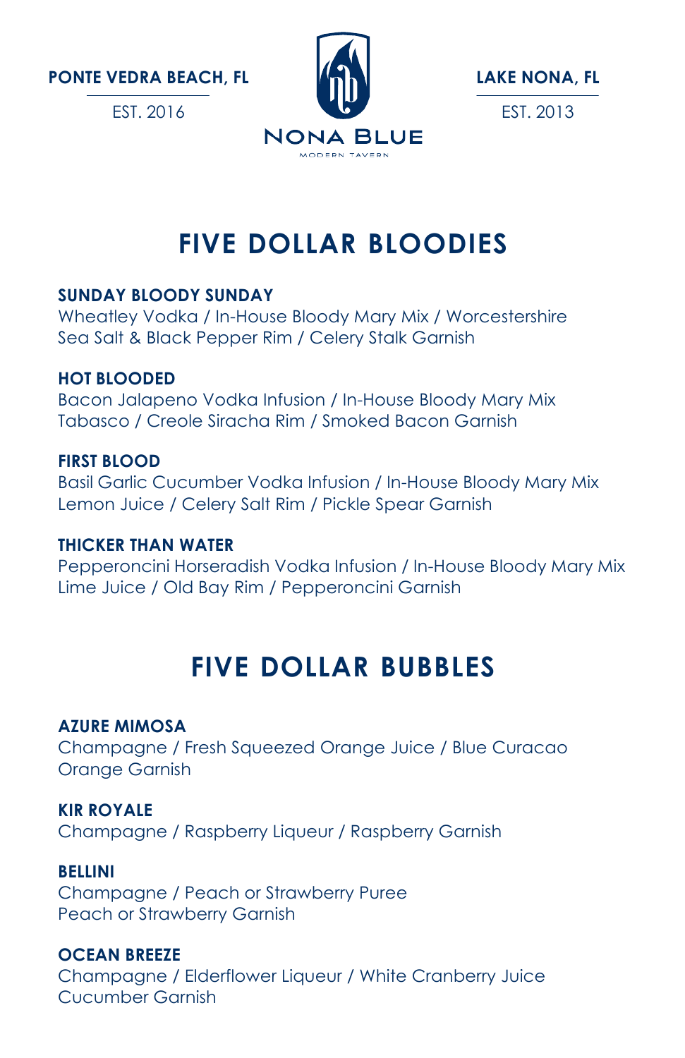PONTE VEDRA BEACH, FL

EST. 2016

NONA BLUE

MODERN TAVERN

LAKE NONA, FL

EST. 2013

# FIVE DOLLAR BLOODIES

**SUNDAY BLOODY SUNDAY**
Wheatley Vodka / In-House Bloody Mary Mix / Worcestershire
Sea Salt & Black Pepper Rim / Celery Stalk Garnish

**HOT BLOODED**
Bacon Jalapeno Vodka Infusion / In-House Bloody Mary Mix
Tabasco / Creole Siracha Rim / Smoked Bacon Garnish

**FIRST BLOOD**
Basil Garlic Cucumber Vodka Infusion / In-House Bloody Mary Mix
Lemon Juice / Celery Salt Rim / Pickle Spear Garnish

**THICKER THAN WATER**
Pepperoncini Horseradish Vodka Infusion / In-House Bloody Mary Mix
Lime Juice / Old Bay Rim / Pepperoncini Garnish

# FIVE DOLLAR BUBBLES

**AZURE MIMOSA**
Champagne / Fresh Squeezed Orange Juice / Blue Curacao
Orange Garnish

**KIR ROYALE**
Champagne / Raspberry Liqueur / Raspberry Garnish

**BELLINI**
Champagne / Peach or Strawberry Puree
Peach or Strawberry Garnish

**OCEAN BREEZE**
Champagne / Elderflower Liqueur / White Cranberry Juice
Cucumber Garnish